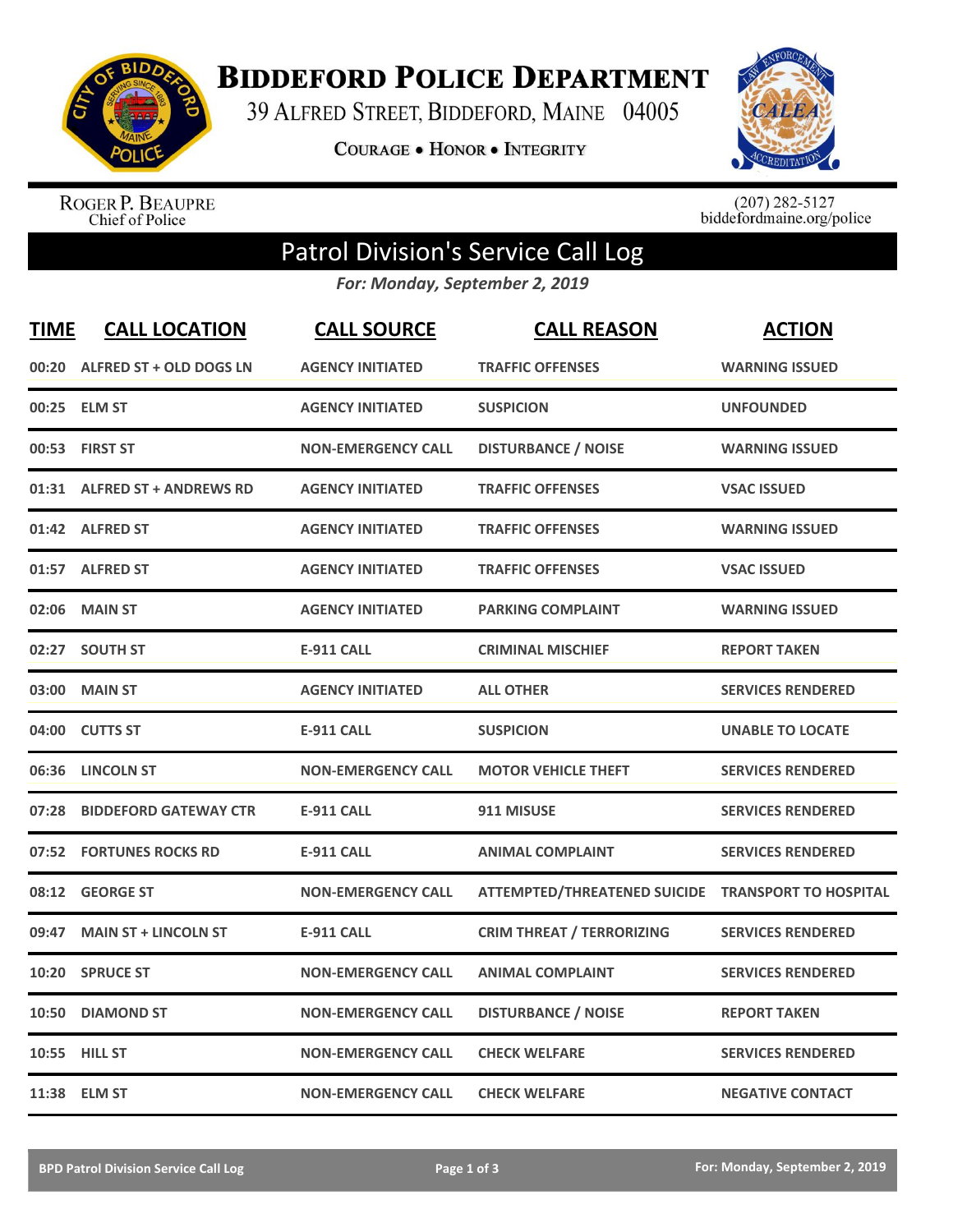# Biddeford Police Department

39 Alfred Street, Biddeford, Maine 04005

Courage • Honor • Integrity

Roger P. Beaupre
Chief of Police

(207) 282-5127
biddefordmaine.org/police

## Patrol Division's Service Call Log

*For: Monday, September 2, 2019*

| TIME | CALL LOCATION | CALL SOURCE | CALL REASON | ACTION |
|---|---|---|---|---|
| 00:20 | ALFRED ST + OLD DOGS LN | AGENCY INITIATED | TRAFFIC OFFENSES | WARNING ISSUED |
| 00:25 | ELM ST | AGENCY INITIATED | SUSPICION | UNFOUNDED |
| 00:53 | FIRST ST | NON-EMERGENCY CALL | DISTURBANCE / NOISE | WARNING ISSUED |
| 01:31 | ALFRED ST + ANDREWS RD | AGENCY INITIATED | TRAFFIC OFFENSES | VSAC ISSUED |
| 01:42 | ALFRED ST | AGENCY INITIATED | TRAFFIC OFFENSES | WARNING ISSUED |
| 01:57 | ALFRED ST | AGENCY INITIATED | TRAFFIC OFFENSES | VSAC ISSUED |
| 02:06 | MAIN ST | AGENCY INITIATED | PARKING COMPLAINT | WARNING ISSUED |
| 02:27 | SOUTH ST | E-911 CALL | CRIMINAL MISCHIEF | REPORT TAKEN |
| 03:00 | MAIN ST | AGENCY INITIATED | ALL OTHER | SERVICES RENDERED |
| 04:00 | CUTTS ST | E-911 CALL | SUSPICION | UNABLE TO LOCATE |
| 06:36 | LINCOLN ST | NON-EMERGENCY CALL | MOTOR VEHICLE THEFT | SERVICES RENDERED |
| 07:28 | BIDDEFORD GATEWAY CTR | E-911 CALL | 911 MISUSE | SERVICES RENDERED |
| 07:52 | FORTUNES ROCKS RD | E-911 CALL | ANIMAL COMPLAINT | SERVICES RENDERED |
| 08:12 | GEORGE ST | NON-EMERGENCY CALL | ATTEMPTED/THREATENED SUICIDE | TRANSPORT TO HOSPITAL |
| 09:47 | MAIN ST + LINCOLN ST | E-911 CALL | CRIM THREAT / TERRORIZING | SERVICES RENDERED |
| 10:20 | SPRUCE ST | NON-EMERGENCY CALL | ANIMAL COMPLAINT | SERVICES RENDERED |
| 10:50 | DIAMOND ST | NON-EMERGENCY CALL | DISTURBANCE / NOISE | REPORT TAKEN |
| 10:55 | HILL ST | NON-EMERGENCY CALL | CHECK WELFARE | SERVICES RENDERED |
| 11:38 | ELM ST | NON-EMERGENCY CALL | CHECK WELFARE | NEGATIVE CONTACT |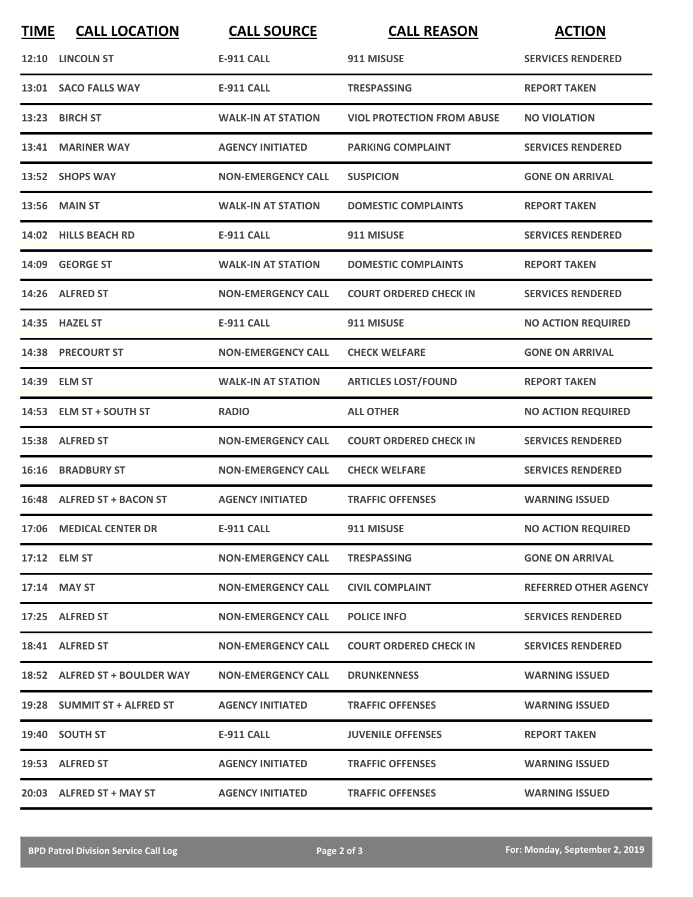| TIME | CALL LOCATION | CALL SOURCE | CALL REASON | ACTION |
|---|---|---|---|---|
| 12:10 | LINCOLN ST | E-911 CALL | 911 MISUSE | SERVICES RENDERED |
| 13:01 | SACO FALLS WAY | E-911 CALL | TRESPASSING | REPORT TAKEN |
| 13:23 | BIRCH ST | WALK-IN AT STATION | VIOL PROTECTION FROM ABUSE | NO VIOLATION |
| 13:41 | MARINER WAY | AGENCY INITIATED | PARKING COMPLAINT | SERVICES RENDERED |
| 13:52 | SHOPS WAY | NON-EMERGENCY CALL | SUSPICION | GONE ON ARRIVAL |
| 13:56 | MAIN ST | WALK-IN AT STATION | DOMESTIC COMPLAINTS | REPORT TAKEN |
| 14:02 | HILLS BEACH RD | E-911 CALL | 911 MISUSE | SERVICES RENDERED |
| 14:09 | GEORGE ST | WALK-IN AT STATION | DOMESTIC COMPLAINTS | REPORT TAKEN |
| 14:26 | ALFRED ST | NON-EMERGENCY CALL | COURT ORDERED CHECK IN | SERVICES RENDERED |
| 14:35 | HAZEL ST | E-911 CALL | 911 MISUSE | NO ACTION REQUIRED |
| 14:38 | PRECOURT ST | NON-EMERGENCY CALL | CHECK WELFARE | GONE ON ARRIVAL |
| 14:39 | ELM ST | WALK-IN AT STATION | ARTICLES LOST/FOUND | REPORT TAKEN |
| 14:53 | ELM ST + SOUTH ST | RADIO | ALL OTHER | NO ACTION REQUIRED |
| 15:38 | ALFRED ST | NON-EMERGENCY CALL | COURT ORDERED CHECK IN | SERVICES RENDERED |
| 16:16 | BRADBURY ST | NON-EMERGENCY CALL | CHECK WELFARE | SERVICES RENDERED |
| 16:48 | ALFRED ST + BACON ST | AGENCY INITIATED | TRAFFIC OFFENSES | WARNING ISSUED |
| 17:06 | MEDICAL CENTER DR | E-911 CALL | 911 MISUSE | NO ACTION REQUIRED |
| 17:12 | ELM ST | NON-EMERGENCY CALL | TRESPASSING | GONE ON ARRIVAL |
| 17:14 | MAY ST | NON-EMERGENCY CALL | CIVIL COMPLAINT | REFERRED OTHER AGENCY |
| 17:25 | ALFRED ST | NON-EMERGENCY CALL | POLICE INFO | SERVICES RENDERED |
| 18:41 | ALFRED ST | NON-EMERGENCY CALL | COURT ORDERED CHECK IN | SERVICES RENDERED |
| 18:52 | ALFRED ST + BOULDER WAY | NON-EMERGENCY CALL | DRUNKENNESS | WARNING ISSUED |
| 19:28 | SUMMIT ST + ALFRED ST | AGENCY INITIATED | TRAFFIC OFFENSES | WARNING ISSUED |
| 19:40 | SOUTH ST | E-911 CALL | JUVENILE OFFENSES | REPORT TAKEN |
| 19:53 | ALFRED ST | AGENCY INITIATED | TRAFFIC OFFENSES | WARNING ISSUED |
| 20:03 | ALFRED ST + MAY ST | AGENCY INITIATED | TRAFFIC OFFENSES | WARNING ISSUED |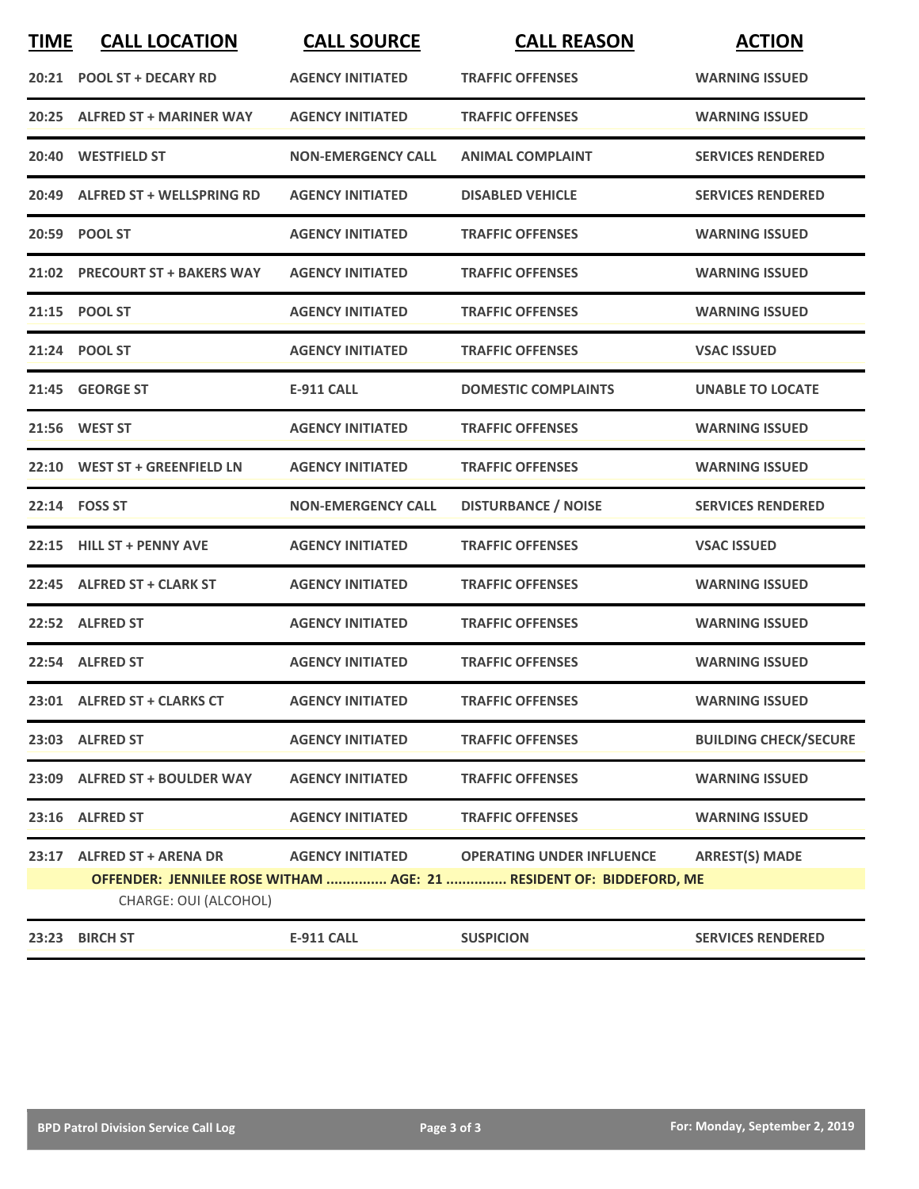| TIME | CALL LOCATION | CALL SOURCE | CALL REASON | ACTION |
| --- | --- | --- | --- | --- |
| 20:21 | POOL ST + DECARY RD | AGENCY INITIATED | TRAFFIC OFFENSES | WARNING ISSUED |
| 20:25 | ALFRED ST + MARINER WAY | AGENCY INITIATED | TRAFFIC OFFENSES | WARNING ISSUED |
| 20:40 | WESTFIELD ST | NON-EMERGENCY CALL | ANIMAL COMPLAINT | SERVICES RENDERED |
| 20:49 | ALFRED ST + WELLSPRING RD | AGENCY INITIATED | DISABLED VEHICLE | SERVICES RENDERED |
| 20:59 | POOL ST | AGENCY INITIATED | TRAFFIC OFFENSES | WARNING ISSUED |
| 21:02 | PRECOURT ST + BAKERS WAY | AGENCY INITIATED | TRAFFIC OFFENSES | WARNING ISSUED |
| 21:15 | POOL ST | AGENCY INITIATED | TRAFFIC OFFENSES | WARNING ISSUED |
| 21:24 | POOL ST | AGENCY INITIATED | TRAFFIC OFFENSES | VSAC ISSUED |
| 21:45 | GEORGE ST | E-911 CALL | DOMESTIC COMPLAINTS | UNABLE TO LOCATE |
| 21:56 | WEST ST | AGENCY INITIATED | TRAFFIC OFFENSES | WARNING ISSUED |
| 22:10 | WEST ST + GREENFIELD LN | AGENCY INITIATED | TRAFFIC OFFENSES | WARNING ISSUED |
| 22:14 | FOSS ST | NON-EMERGENCY CALL | DISTURBANCE / NOISE | SERVICES RENDERED |
| 22:15 | HILL ST + PENNY AVE | AGENCY INITIATED | TRAFFIC OFFENSES | VSAC ISSUED |
| 22:45 | ALFRED ST + CLARK ST | AGENCY INITIATED | TRAFFIC OFFENSES | WARNING ISSUED |
| 22:52 | ALFRED ST | AGENCY INITIATED | TRAFFIC OFFENSES | WARNING ISSUED |
| 22:54 | ALFRED ST | AGENCY INITIATED | TRAFFIC OFFENSES | WARNING ISSUED |
| 23:01 | ALFRED ST + CLARKS CT | AGENCY INITIATED | TRAFFIC OFFENSES | WARNING ISSUED |
| 23:03 | ALFRED ST | AGENCY INITIATED | TRAFFIC OFFENSES | BUILDING CHECK/SECURE |
| 23:09 | ALFRED ST + BOULDER WAY | AGENCY INITIATED | TRAFFIC OFFENSES | WARNING ISSUED |
| 23:16 | ALFRED ST | AGENCY INITIATED | TRAFFIC OFFENSES | WARNING ISSUED |
| 23:17 | ALFRED ST + ARENA DR | AGENCY INITIATED | OPERATING UNDER INFLUENCE | ARREST(S) MADE |
| | OFFENDER: JENNILEE ROSE WITHAM ............... AGE: 21 ............... RESIDENT OF: BIDDEFORD, ME | | | |
| | CHARGE: OUI (ALCOHOL) | | | |
| 23:23 | BIRCH ST | E-911 CALL | SUSPICION | SERVICES RENDERED |